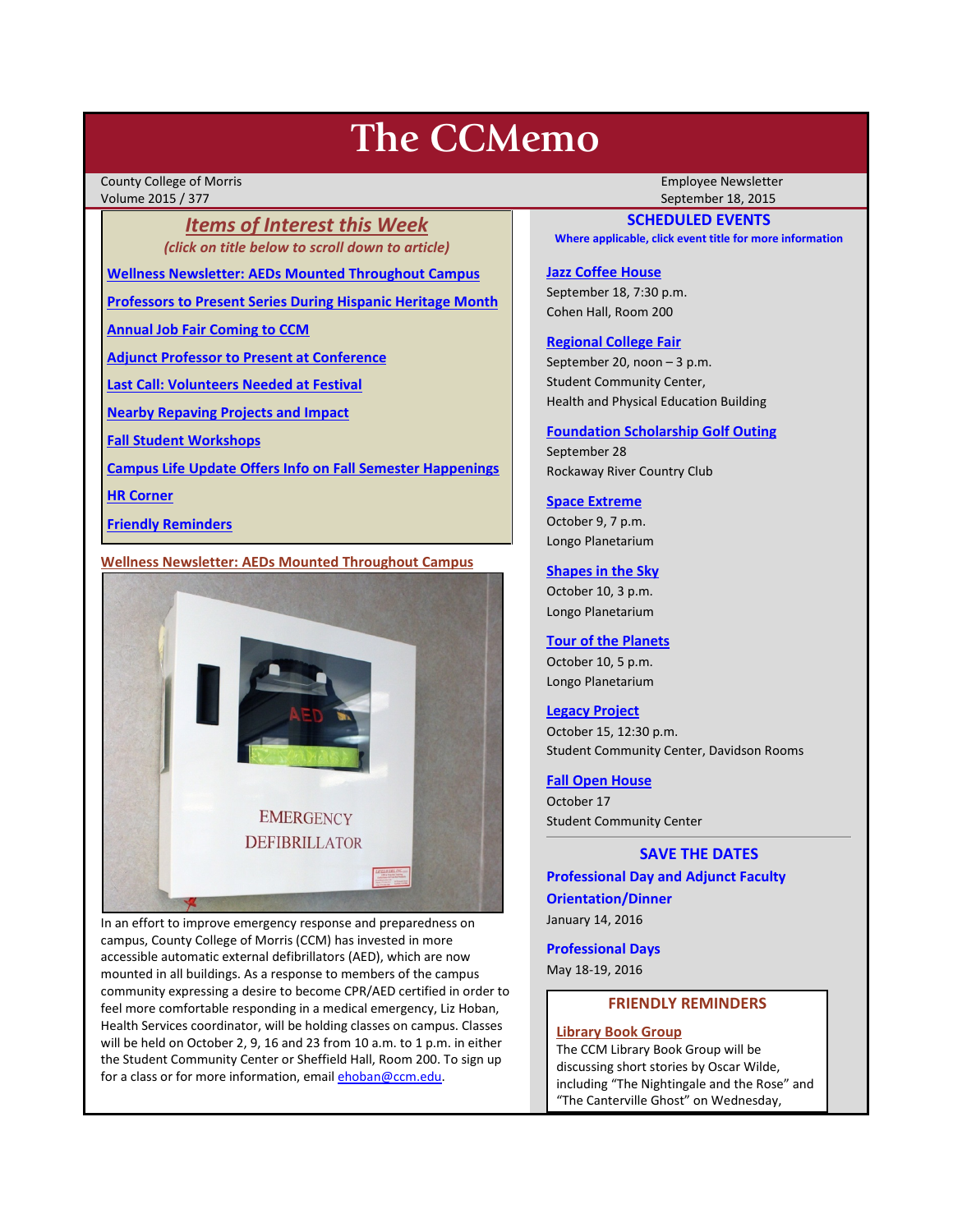# The CCMemo

County College of Morris
Volume 2015 / 377

Employee Newsletter
September 18, 2015

## *Items of Interest this Week*

*(click on title below to scroll down to article)*

- Wellness Newsletter: AEDs Mounted Throughout Campus
- Professors to Present Series During Hispanic Heritage Month
- Annual Job Fair Coming to CCM
- Adjunct Professor to Present at Conference
- Last Call: Volunteers Needed at Festival
- Nearby Repaving Projects and Impact
- Fall Student Workshops
- Campus Life Update Offers Info on Fall Semester Happenings
- HR Corner
- Friendly Reminders

### Wellness Newsletter: AEDs Mounted Throughout Campus

In an effort to improve emergency response and preparedness on campus, County College of Morris (CCM) has invested in more accessible automatic external defibrillators (AED), which are now mounted in all buildings. As a response to members of the campus community expressing a desire to become CPR/AED certified in order to feel more comfortable responding in a medical emergency, Liz Hoban, Health Services coordinator, will be holding classes on campus. Classes will be held on October 2, 9, 16 and 23 from 10 a.m. to 1 p.m. in either the Student Community Center or Sheffield Hall, Room 200. To sign up for a class or for more information, email ehoban@ccm.edu.

## SCHEDULED EVENTS

**Where applicable, click event title for more information**

**Jazz Coffee House**
September 18, 7:30 p.m.
Cohen Hall, Room 200

**Regional College Fair**
September 20, noon – 3 p.m.
Student Community Center,
Health and Physical Education Building

**Foundation Scholarship Golf Outing**
September 28
Rockaway River Country Club

**Space Extreme**
October 9, 7 p.m.
Longo Planetarium

**Shapes in the Sky**
October 10, 3 p.m.
Longo Planetarium

**Tour of the Planets**
October 10, 5 p.m.
Longo Planetarium

**Legacy Project**
October 15, 12:30 p.m.
Student Community Center, Davidson Rooms

**Fall Open House**
October 17
Student Community Center

## SAVE THE DATES

**Professional Day and Adjunct Faculty Orientation/Dinner**
January 14, 2016

**Professional Days**
May 18-19, 2016

## FRIENDLY REMINDERS

**Library Book Group**
The CCM Library Book Group will be discussing short stories by Oscar Wilde, including "The Nightingale and the Rose" and "The Canterville Ghost" on Wednesday,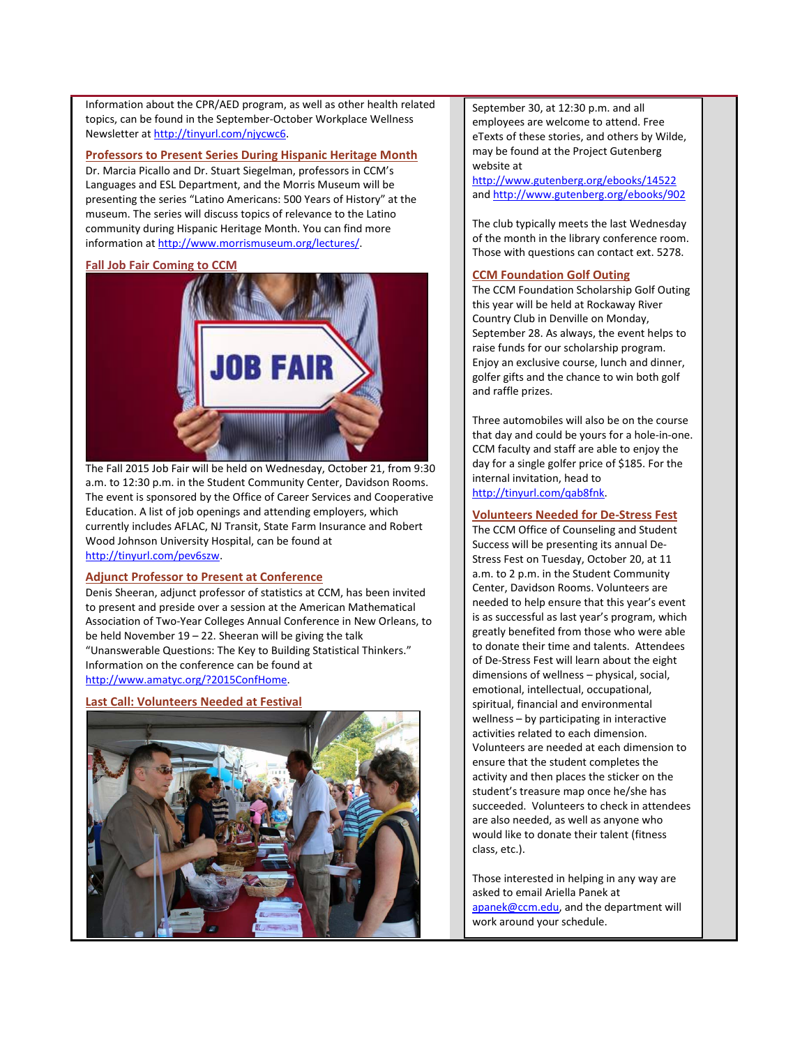Information about the CPR/AED program, as well as other health related topics, can be found in the September-October Workplace Wellness Newsletter at http://tinyurl.com/njycwc6.

## Professors to Present Series During Hispanic Heritage Month

Dr. Marcia Picallo and Dr. Stuart Siegelman, professors in CCM's Languages and ESL Department, and the Morris Museum will be presenting the series "Latino Americans: 500 Years of History" at the museum. The series will discuss topics of relevance to the Latino community during Hispanic Heritage Month. You can find more information at http://www.morrismuseum.org/lectures/.

## Fall Job Fair Coming to CCM

The Fall 2015 Job Fair will be held on Wednesday, October 21, from 9:30 a.m. to 12:30 p.m. in the Student Community Center, Davidson Rooms. The event is sponsored by the Office of Career Services and Cooperative Education. A list of job openings and attending employers, which currently includes AFLAC, NJ Transit, State Farm Insurance and Robert Wood Johnson University Hospital, can be found at http://tinyurl.com/pev6szw.

## Adjunct Professor to Present at Conference

Denis Sheeran, adjunct professor of statistics at CCM, has been invited to present and preside over a session at the American Mathematical Association of Two-Year Colleges Annual Conference in New Orleans, to be held November 19 – 22. Sheeran will be giving the talk "Unanswerable Questions: The Key to Building Statistical Thinkers." Information on the conference can be found at http://www.amatyc.org/?2015ConfHome.

## Last Call: Volunteers Needed at Festival

September 30, at 12:30 p.m. and all employees are welcome to attend. Free eTexts of these stories, and others by Wilde, may be found at the Project Gutenberg website at http://www.gutenberg.org/ebooks/14522 and http://www.gutenberg.org/ebooks/902

The club typically meets the last Wednesday of the month in the library conference room. Those with questions can contact ext. 5278.

## CCM Foundation Golf Outing

The CCM Foundation Scholarship Golf Outing this year will be held at Rockaway River Country Club in Denville on Monday, September 28. As always, the event helps to raise funds for our scholarship program. Enjoy an exclusive course, lunch and dinner, golfer gifts and the chance to win both golf and raffle prizes.

Three automobiles will also be on the course that day and could be yours for a hole-in-one. CCM faculty and staff are able to enjoy the day for a single golfer price of $185. For the internal invitation, head to http://tinyurl.com/qab8fnk.

## Volunteers Needed for De-Stress Fest

The CCM Office of Counseling and Student Success will be presenting its annual De-Stress Fest on Tuesday, October 20, at 11 a.m. to 2 p.m. in the Student Community Center, Davidson Rooms. Volunteers are needed to help ensure that this year's event is as successful as last year's program, which greatly benefited from those who were able to donate their time and talents. Attendees of De-Stress Fest will learn about the eight dimensions of wellness – physical, social, emotional, intellectual, occupational, spiritual, financial and environmental wellness – by participating in interactive activities related to each dimension. Volunteers are needed at each dimension to ensure that the student completes the activity and then places the sticker on the student's treasure map once he/she has succeeded. Volunteers to check in attendees are also needed, as well as anyone who would like to donate their talent (fitness class, etc.).

Those interested in helping in any way are asked to email Ariella Panek at apanek@ccm.edu, and the department will work around your schedule.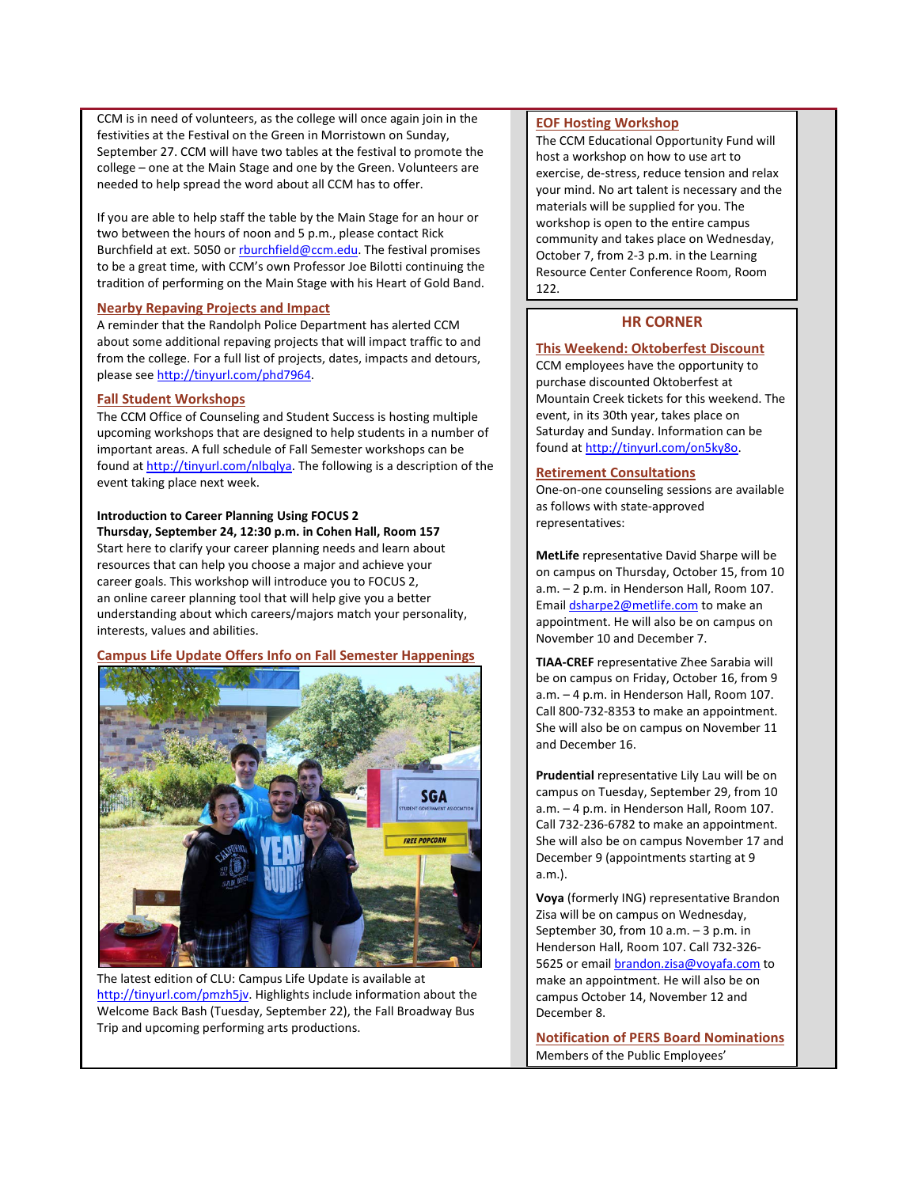CCM is in need of volunteers, as the college will once again join in the festivities at the Festival on the Green in Morristown on Sunday, September 27. CCM will have two tables at the festival to promote the college – one at the Main Stage and one by the Green. Volunteers are needed to help spread the word about all CCM has to offer.

If you are able to help staff the table by the Main Stage for an hour or two between the hours of noon and 5 p.m., please contact Rick Burchfield at ext. 5050 or rburchfield@ccm.edu. The festival promises to be a great time, with CCM's own Professor Joe Bilotti continuing the tradition of performing on the Main Stage with his Heart of Gold Band.

## Nearby Repaving Projects and Impact

A reminder that the Randolph Police Department has alerted CCM about some additional repaving projects that will impact traffic to and from the college. For a full list of projects, dates, impacts and detours, please see http://tinyurl.com/phd7964.

## Fall Student Workshops

The CCM Office of Counseling and Student Success is hosting multiple upcoming workshops that are designed to help students in a number of important areas. A full schedule of Fall Semester workshops can be found at http://tinyurl.com/nlbqlya. The following is a description of the event taking place next week.

**Introduction to Career Planning Using FOCUS 2**
**Thursday, September 24, 12:30 p.m. in Cohen Hall, Room 157**
Start here to clarify your career planning needs and learn about resources that can help you choose a major and achieve your career goals. This workshop will introduce you to FOCUS 2, an online career planning tool that will help give you a better understanding about which careers/majors match your personality, interests, values and abilities.

## Campus Life Update Offers Info on Fall Semester Happenings

The latest edition of CLU: Campus Life Update is available at http://tinyurl.com/pmzh5jv. Highlights include information about the Welcome Back Bash (Tuesday, September 22), the Fall Broadway Bus Trip and upcoming performing arts productions.

## EOF Hosting Workshop

The CCM Educational Opportunity Fund will host a workshop on how to use art to exercise, de-stress, reduce tension and relax your mind. No art talent is necessary and the materials will be supplied for you. The workshop is open to the entire campus community and takes place on Wednesday, October 7, from 2-3 p.m. in the Learning Resource Center Conference Room, Room 122.

# HR CORNER

## This Weekend: Oktoberfest Discount

CCM employees have the opportunity to purchase discounted Oktoberfest at Mountain Creek tickets for this weekend. The event, in its 30th year, takes place on Saturday and Sunday. Information can be found at http://tinyurl.com/on5ky8o.

## Retirement Consultations

One-on-one counseling sessions are available as follows with state-approved representatives:

**MetLife** representative David Sharpe will be on campus on Thursday, October 15, from 10 a.m. – 2 p.m. in Henderson Hall, Room 107. Email dsharpe2@metlife.com to make an appointment. He will also be on campus on November 10 and December 7.

**TIAA-CREF** representative Zhee Sarabia will be on campus on Friday, October 16, from 9 a.m. – 4 p.m. in Henderson Hall, Room 107. Call 800-732-8353 to make an appointment. She will also be on campus on November 11 and December 16.

**Prudential** representative Lily Lau will be on campus on Tuesday, September 29, from 10 a.m. – 4 p.m. in Henderson Hall, Room 107. Call 732-236-6782 to make an appointment. She will also be on campus November 17 and December 9 (appointments starting at 9 a.m.).

**Voya** (formerly ING) representative Brandon Zisa will be on campus on Wednesday, September 30, from 10 a.m. – 3 p.m. in Henderson Hall, Room 107. Call 732-326-5625 or email brandon.zisa@voyafa.com to make an appointment. He will also be on campus October 14, November 12 and December 8.

## Notification of PERS Board Nominations

Members of the Public Employees'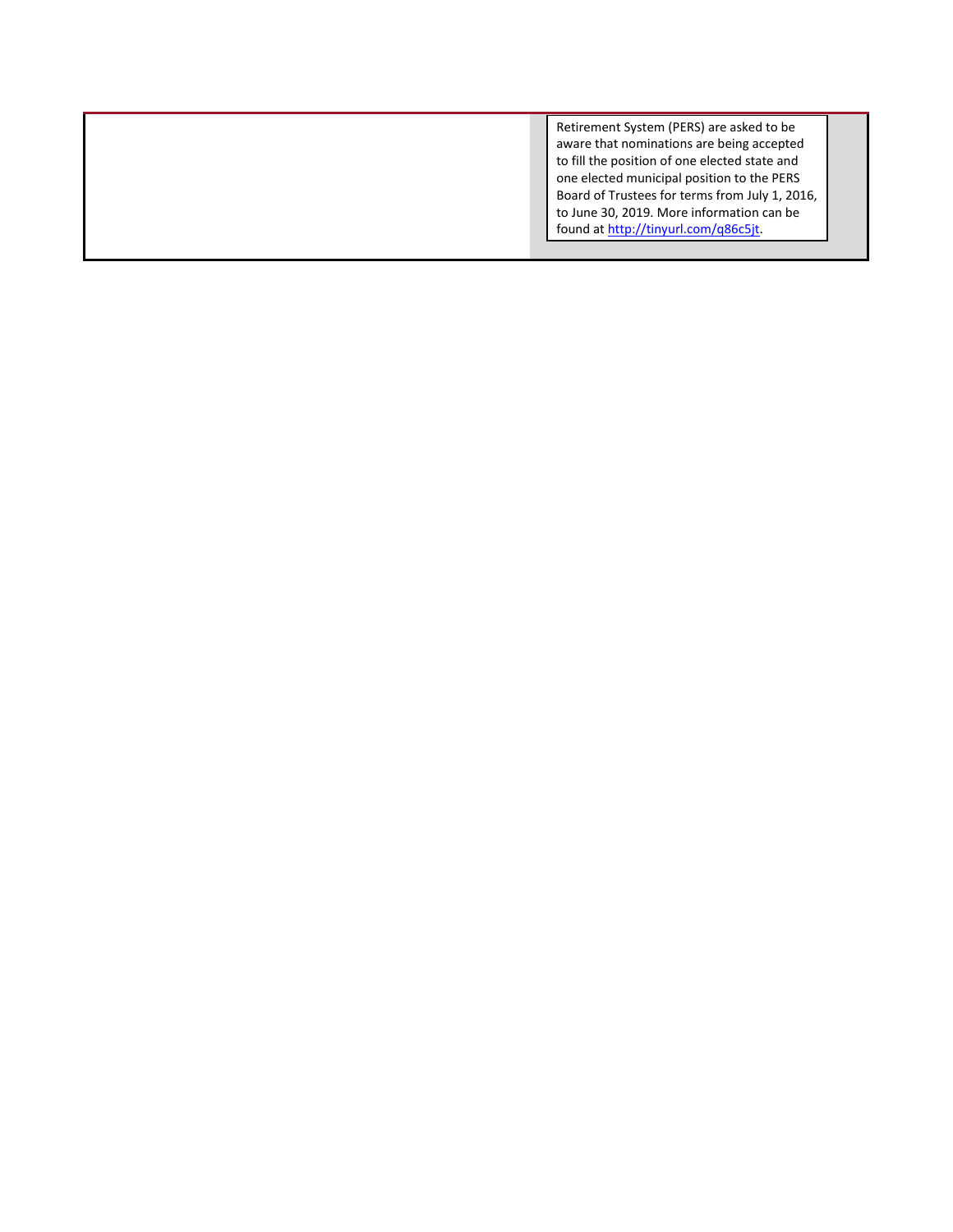Retirement System (PERS) are asked to be aware that nominations are being accepted to fill the position of one elected state and one elected municipal position to the PERS Board of Trustees for terms from July 1, 2016, to June 30, 2019. More information can be found at http://tinyurl.com/q86c5jt.